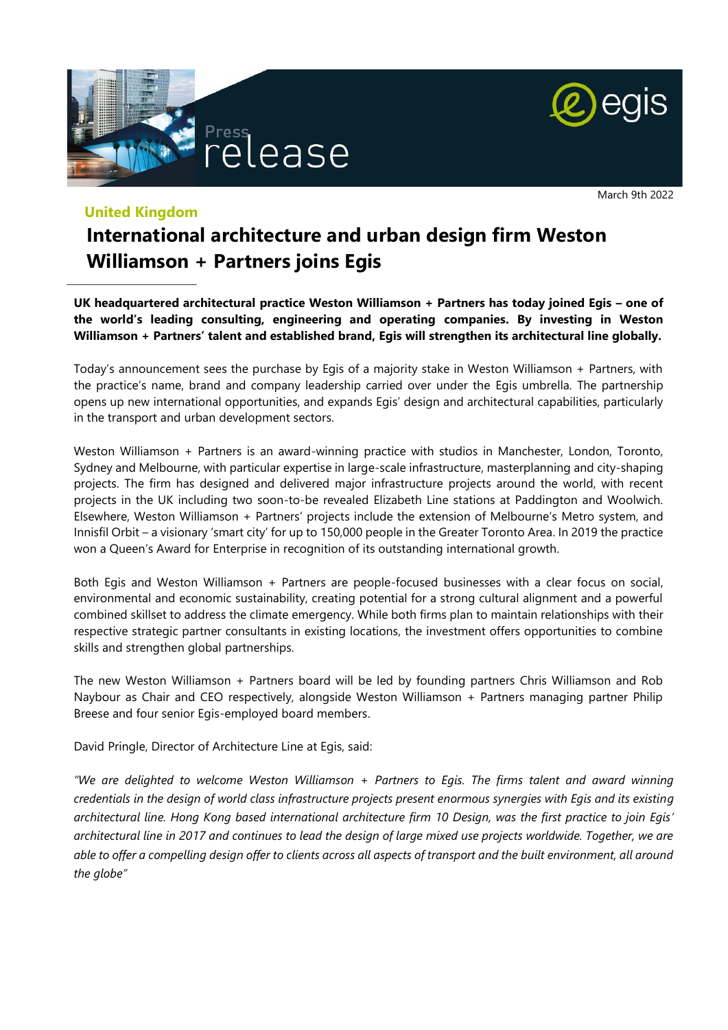Press release

March 9th 2022

**United Kingdom**

# International architecture and urban design firm Weston Williamson + Partners joins Egis

**UK headquartered architectural practice Weston Williamson + Partners has today joined Egis – one of the world's leading consulting, engineering and operating companies. By investing in Weston Williamson + Partners' talent and established brand, Egis will strengthen its architectural line globally.**

Today's announcement sees the purchase by Egis of a majority stake in Weston Williamson + Partners, with the practice's name, brand and company leadership carried over under the Egis umbrella. The partnership opens up new international opportunities, and expands Egis' design and architectural capabilities, particularly in the transport and urban development sectors.

Weston Williamson + Partners is an award-winning practice with studios in Manchester, London, Toronto, Sydney and Melbourne, with particular expertise in large-scale infrastructure, masterplanning and city-shaping projects. The firm has designed and delivered major infrastructure projects around the world, with recent projects in the UK including two soon-to-be revealed Elizabeth Line stations at Paddington and Woolwich. Elsewhere, Weston Williamson + Partners' projects include the extension of Melbourne's Metro system, and Innisfil Orbit – a visionary 'smart city' for up to 150,000 people in the Greater Toronto Area. In 2019 the practice won a Queen's Award for Enterprise in recognition of its outstanding international growth.

Both Egis and Weston Williamson + Partners are people-focused businesses with a clear focus on social, environmental and economic sustainability, creating potential for a strong cultural alignment and a powerful combined skillset to address the climate emergency. While both firms plan to maintain relationships with their respective strategic partner consultants in existing locations, the investment offers opportunities to combine skills and strengthen global partnerships.

The new Weston Williamson + Partners board will be led by founding partners Chris Williamson and Rob Naybour as Chair and CEO respectively, alongside Weston Williamson + Partners managing partner Philip Breese and four senior Egis-employed board members.

David Pringle, Director of Architecture Line at Egis, said:

*"We are delighted to welcome Weston Williamson + Partners to Egis. The firms talent and award winning credentials in the design of world class infrastructure projects present enormous synergies with Egis and its existing architectural line. Hong Kong based international architecture firm 10 Design, was the first practice to join Egis' architectural line in 2017 and continues to lead the design of large mixed use projects worldwide. Together, we are able to offer a compelling design offer to clients across all aspects of transport and the built environment, all around the globe"*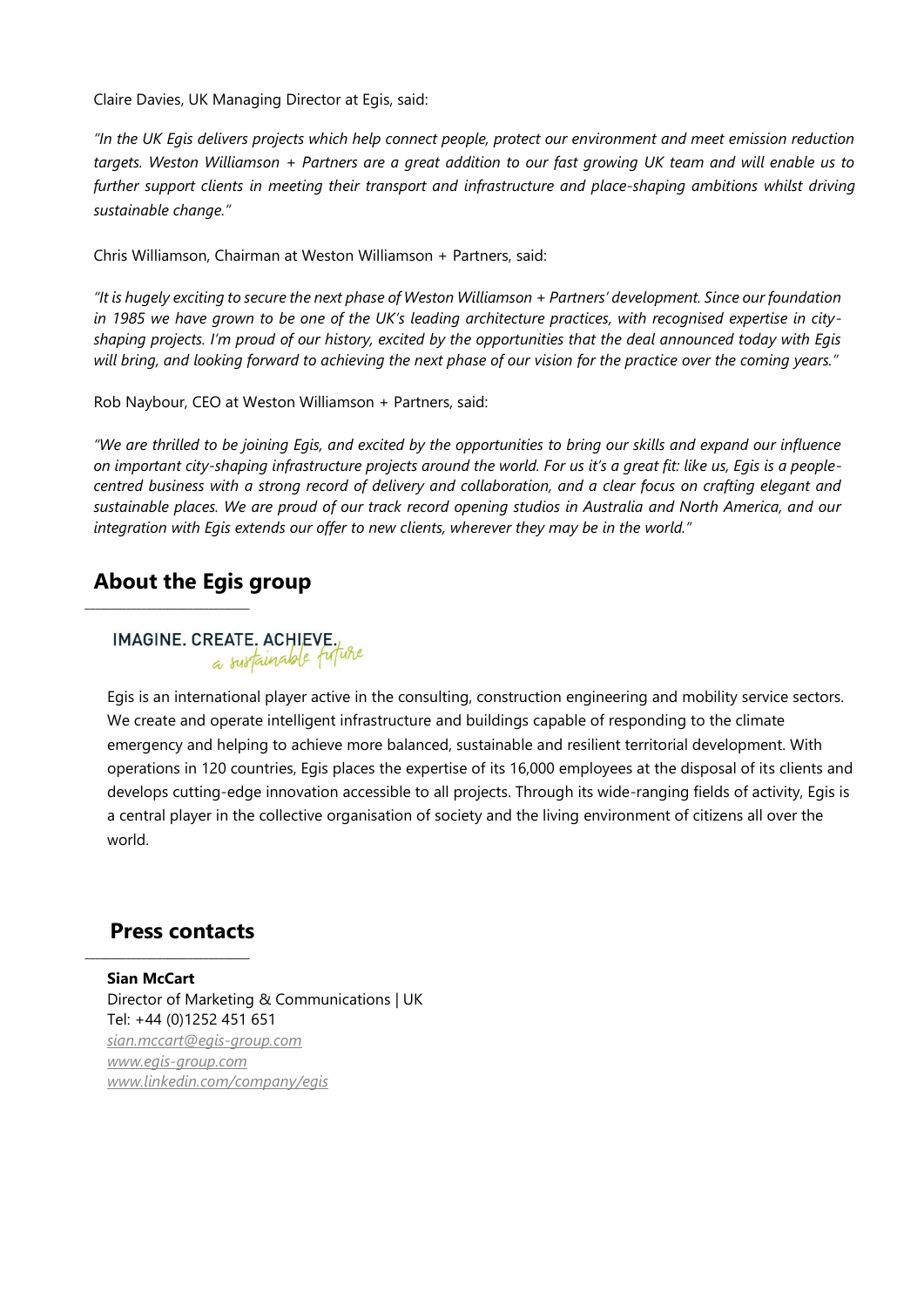Claire Davies, UK Managing Director at Egis, said:

*"In the UK Egis delivers projects which help connect people, protect our environment and meet emission reduction targets. Weston Williamson + Partners are a great addition to our fast growing UK team and will enable us to further support clients in meeting their transport and infrastructure and place-shaping ambitions whilst driving sustainable change."*

Chris Williamson, Chairman at Weston Williamson + Partners, said:

*"It is hugely exciting to secure the next phase of Weston Williamson + Partners' development. Since our foundation in 1985 we have grown to be one of the UK's leading architecture practices, with recognised expertise in city-shaping projects. I'm proud of our history, excited by the opportunities that the deal announced today with Egis will bring, and looking forward to achieving the next phase of our vision for the practice over the coming years."*

Rob Naybour, CEO at Weston Williamson + Partners, said:

*"We are thrilled to be joining Egis, and excited by the opportunities to bring our skills and expand our influence on important city-shaping infrastructure projects around the world. For us it's a great fit: like us, Egis is a people-centred business with a strong record of delivery and collaboration, and a clear focus on crafting elegant and sustainable places. We are proud of our track record opening studios in Australia and North America, and our integration with Egis extends our offer to new clients, wherever they may be in the world."*

## About the Egis group

IMAGINE. CREATE. ACHIEVE. *a sustainable future*

Egis is an international player active in the consulting, construction engineering and mobility service sectors. We create and operate intelligent infrastructure and buildings capable of responding to the climate emergency and helping to achieve more balanced, sustainable and resilient territorial development. With operations in 120 countries, Egis places the expertise of its 16,000 employees at the disposal of its clients and develops cutting-edge innovation accessible to all projects. Through its wide-ranging fields of activity, Egis is a central player in the collective organisation of society and the living environment of citizens all over the world.

## Press contacts

**Sian McCart**
Director of Marketing & Communications | UK
Tel: +44 (0)1252 451 651
[sian.mccart@egis-group.com](mailto:sian.mccart@egis-group.com)
[www.egis-group.com](http://www.egis-group.com)
[www.linkedin.com/company/egis](http://www.linkedin.com/company/egis)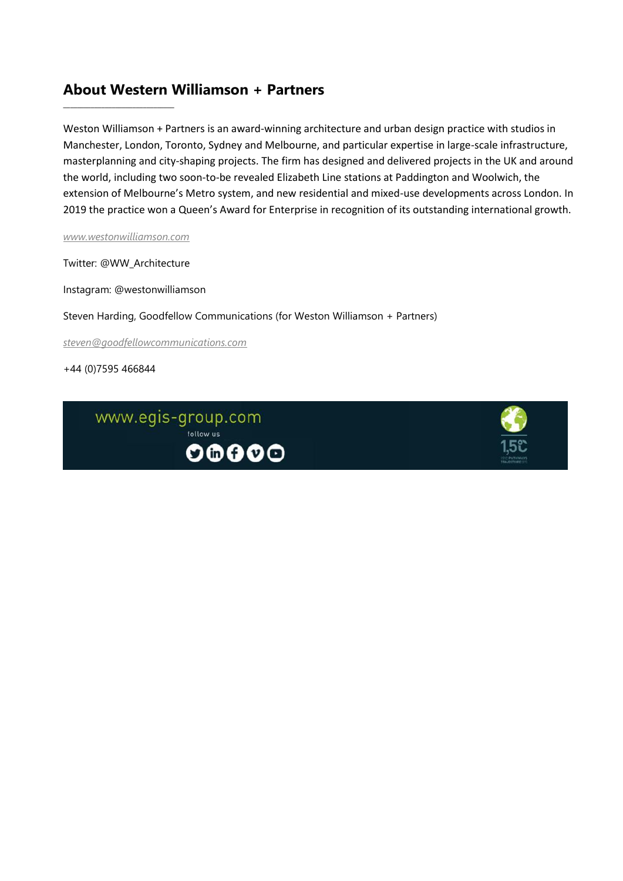## About Western Williamson + Partners

Weston Williamson + Partners is an award-winning architecture and urban design practice with studios in Manchester, London, Toronto, Sydney and Melbourne, and particular expertise in large-scale infrastructure, masterplanning and city-shaping projects. The firm has designed and delivered projects in the UK and around the world, including two soon-to-be revealed Elizabeth Line stations at Paddington and Woolwich, the extension of Melbourne's Metro system, and new residential and mixed-use developments across London. In 2019 the practice won a Queen's Award for Enterprise in recognition of its outstanding international growth.

*www.westonwilliamson.com*

Twitter: @WW_Architecture

Instagram: @westonwilliamson

Steven Harding, Goodfellow Communications (for Weston Williamson + Partners)

*steven@goodfellowcommunications.com*

+44 (0)7595 466844

www.egis-group.com

follow us